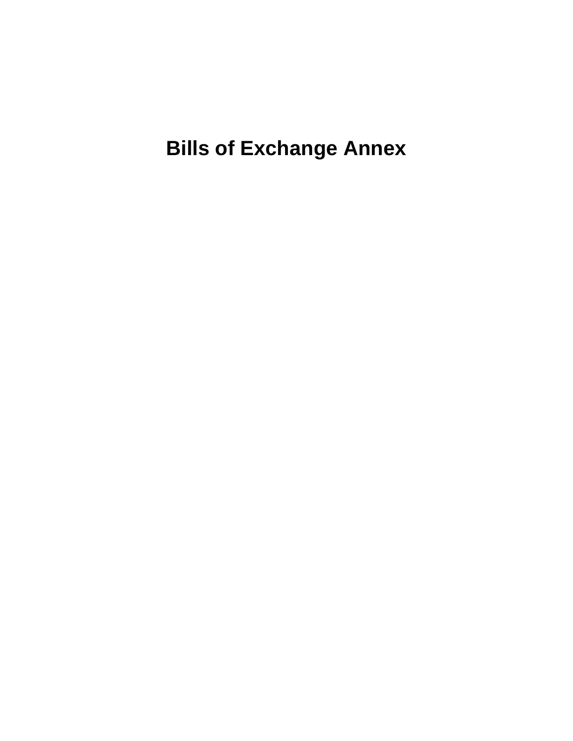# Bills of Exchange Annex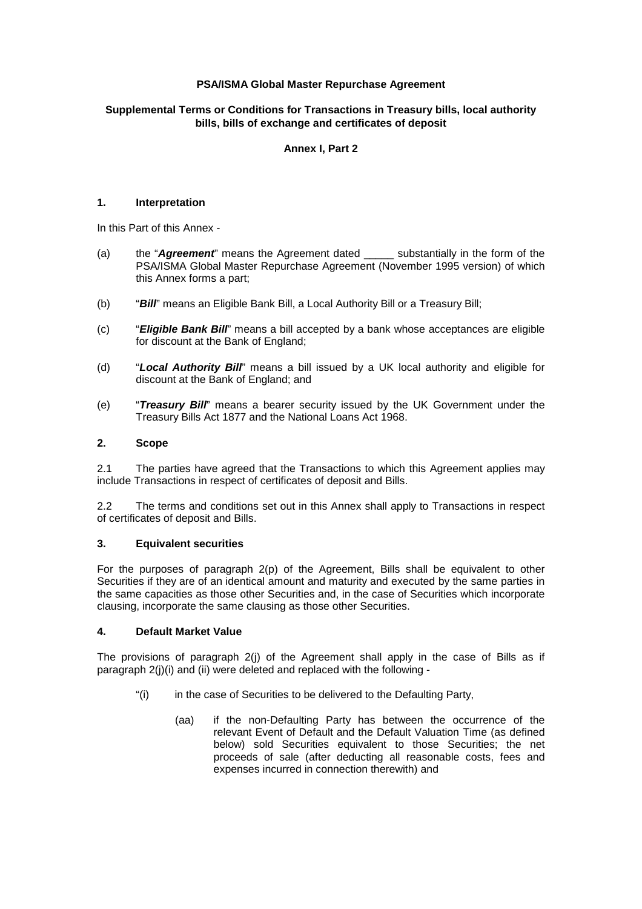**PSA/ISMA Global Master Repurchase Agreement**

**Supplemental Terms or Conditions for Transactions in Treasury bills, local authority bills, bills of exchange and certificates of deposit**

**Annex I, Part 2**

## 1. Interpretation

In this Part of this Annex -

(a) the "***Agreement***" means the Agreement dated _____ substantially in the form of the PSA/ISMA Global Master Repurchase Agreement (November 1995 version) of which this Annex forms a part;

(b) "***Bill***" means an Eligible Bank Bill, a Local Authority Bill or a Treasury Bill;

(c) "***Eligible Bank Bill***" means a bill accepted by a bank whose acceptances are eligible for discount at the Bank of England;

(d) "***Local Authority Bill***" means a bill issued by a UK local authority and eligible for discount at the Bank of England; and

(e) "***Treasury Bill***" means a bearer security issued by the UK Government under the Treasury Bills Act 1877 and the National Loans Act 1968.

## 2. Scope

2.1 The parties have agreed that the Transactions to which this Agreement applies may include Transactions in respect of certificates of deposit and Bills.

2.2 The terms and conditions set out in this Annex shall apply to Transactions in respect of certificates of deposit and Bills.

## 3. Equivalent securities

For the purposes of paragraph 2(p) of the Agreement, Bills shall be equivalent to other Securities if they are of an identical amount and maturity and executed by the same parties in the same capacities as those other Securities and, in the case of Securities which incorporate clausing, incorporate the same clausing as those other Securities.

## 4. Default Market Value

The provisions of paragraph 2(j) of the Agreement shall apply in the case of Bills as if paragraph 2(j)(i) and (ii) were deleted and replaced with the following -

"(i) in the case of Securities to be delivered to the Defaulting Party,

(aa) if the non-Defaulting Party has between the occurrence of the relevant Event of Default and the Default Valuation Time (as defined below) sold Securities equivalent to those Securities; the net proceeds of sale (after deducting all reasonable costs, fees and expenses incurred in connection therewith) and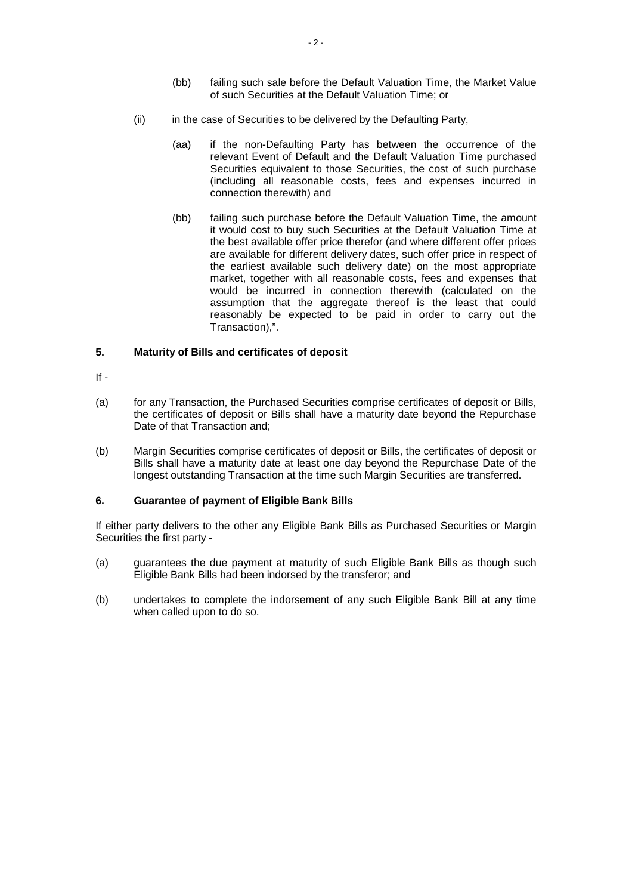(bb) failing such sale before the Default Valuation Time, the Market Value of such Securities at the Default Valuation Time; or

(ii) in the case of Securities to be delivered by the Defaulting Party,

(aa) if the non-Defaulting Party has between the occurrence of the relevant Event of Default and the Default Valuation Time purchased Securities equivalent to those Securities, the cost of such purchase (including all reasonable costs, fees and expenses incurred in connection therewith) and

(bb) failing such purchase before the Default Valuation Time, the amount it would cost to buy such Securities at the Default Valuation Time at the best available offer price therefor (and where different offer prices are available for different delivery dates, such offer price in respect of the earliest available such delivery date) on the most appropriate market, together with all reasonable costs, fees and expenses that would be incurred in connection therewith (calculated on the assumption that the aggregate thereof is the least that could reasonably be expected to be paid in order to carry out the Transaction),".

**5. Maturity of Bills and certificates of deposit**

If -

(a) for any Transaction, the Purchased Securities comprise certificates of deposit or Bills, the certificates of deposit or Bills shall have a maturity date beyond the Repurchase Date of that Transaction and;

(b) Margin Securities comprise certificates of deposit or Bills, the certificates of deposit or Bills shall have a maturity date at least one day beyond the Repurchase Date of the longest outstanding Transaction at the time such Margin Securities are transferred.

**6. Guarantee of payment of Eligible Bank Bills**

If either party delivers to the other any Eligible Bank Bills as Purchased Securities or Margin Securities the first party -

(a) guarantees the due payment at maturity of such Eligible Bank Bills as though such Eligible Bank Bills had been indorsed by the transferor; and

(b) undertakes to complete the indorsement of any such Eligible Bank Bill at any time when called upon to do so.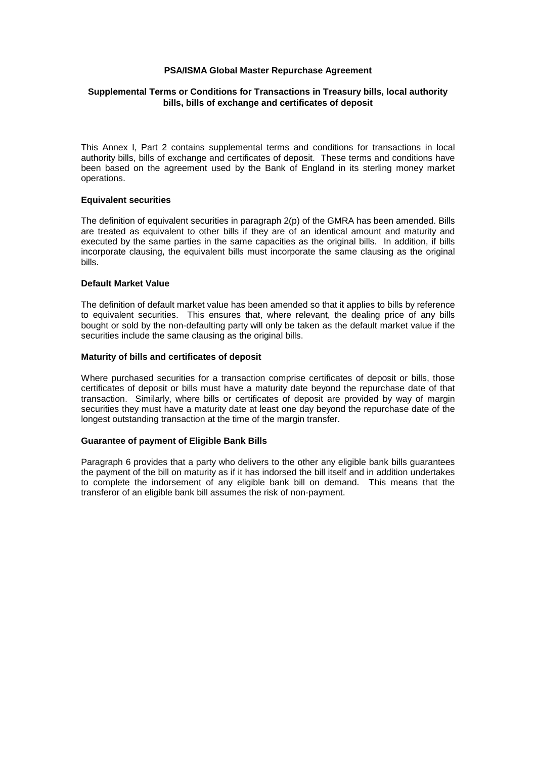**PSA/ISMA Global Master Repurchase Agreement**

**Supplemental Terms or Conditions for Transactions in Treasury bills, local authority bills, bills of exchange and certificates of deposit**

This Annex I, Part 2 contains supplemental terms and conditions for transactions in local authority bills, bills of exchange and certificates of deposit. These terms and conditions have been based on the agreement used by the Bank of England in its sterling money market operations.

**Equivalent securities**

The definition of equivalent securities in paragraph 2(p) of the GMRA has been amended. Bills are treated as equivalent to other bills if they are of an identical amount and maturity and executed by the same parties in the same capacities as the original bills. In addition, if bills incorporate clausing, the equivalent bills must incorporate the same clausing as the original bills.

**Default Market Value**

The definition of default market value has been amended so that it applies to bills by reference to equivalent securities. This ensures that, where relevant, the dealing price of any bills bought or sold by the non-defaulting party will only be taken as the default market value if the securities include the same clausing as the original bills.

**Maturity of bills and certificates of deposit**

Where purchased securities for a transaction comprise certificates of deposit or bills, those certificates of deposit or bills must have a maturity date beyond the repurchase date of that transaction. Similarly, where bills or certificates of deposit are provided by way of margin securities they must have a maturity date at least one day beyond the repurchase date of the longest outstanding transaction at the time of the margin transfer.

**Guarantee of payment of Eligible Bank Bills**

Paragraph 6 provides that a party who delivers to the other any eligible bank bills guarantees the payment of the bill on maturity as if it has indorsed the bill itself and in addition undertakes to complete the indorsement of any eligible bank bill on demand. This means that the transferor of an eligible bank bill assumes the risk of non-payment.